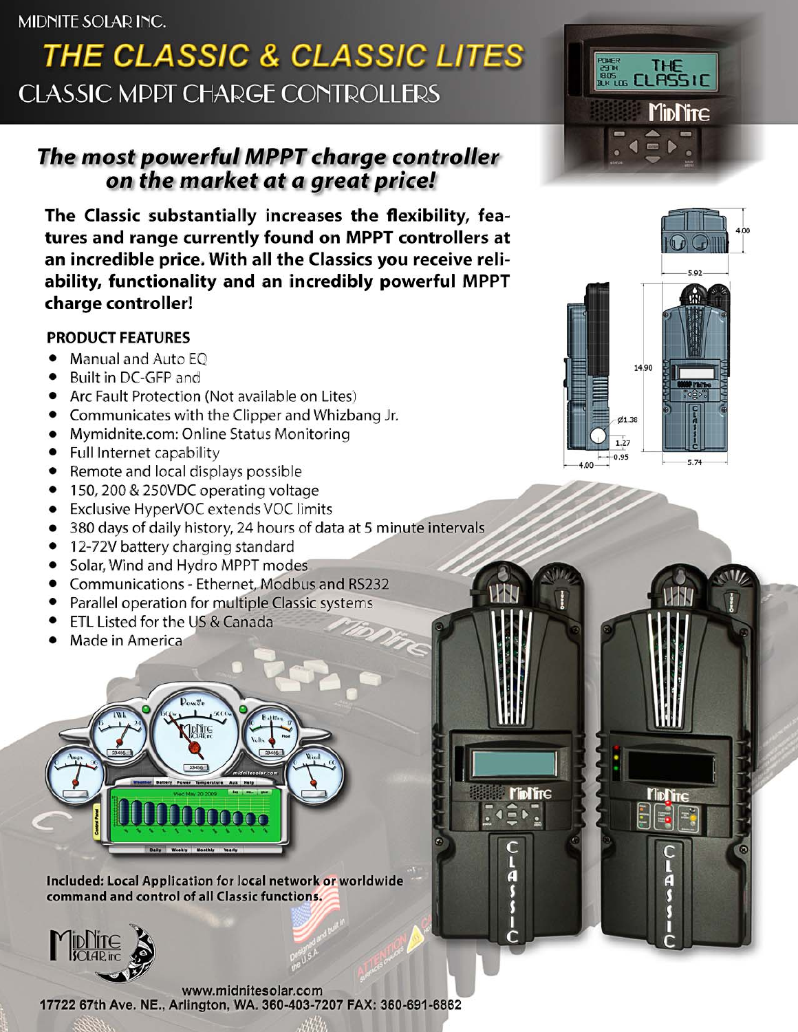MIDNITE SOLAR INC.

# THE CLASSIC & CLASSIC LITES

## CLASSIC MPPT CHARGE CONTROLLERS

### *The most powerful MPPT charge controller on the market at a great price!*

**The Classic substantially increases the flexibility, features and range currently found on MPPT controllers at an incredible price. With all the Classics you receive reliability, functionality and an incredibly powerful MPPT charge controller!**

**PRODUCT FEATURES**

- Manual and Auto EQ
- Built in DC-GFP and
- Arc Fault Protection (Not available on Lites)
- Communicates with the Clipper and Whizbang Jr.
- Mymidnite.com: Online Status Monitoring
- Full Internet capability
- Remote and local displays possible
- 150, 200 & 250VDC operating voltage
- Exclusive HyperVOC extends VOC limits
- 380 days of daily history, 24 hours of data at 5 minute intervals
- 12-72V battery charging standard
- Solar, Wind and Hydro MPPT modes
- Communications - Ethernet, Modbus and RS232
- Parallel operation for multiple Classic systems
- ETL Listed for the US & Canada
- Made in America

**Included: Local Application for local network or worldwide command and control of all Classic functions.**

www.midnitesolar.com
17722 67th Ave. NE., Arlington, WA. 360-403-7207 FAX: 360-691-6862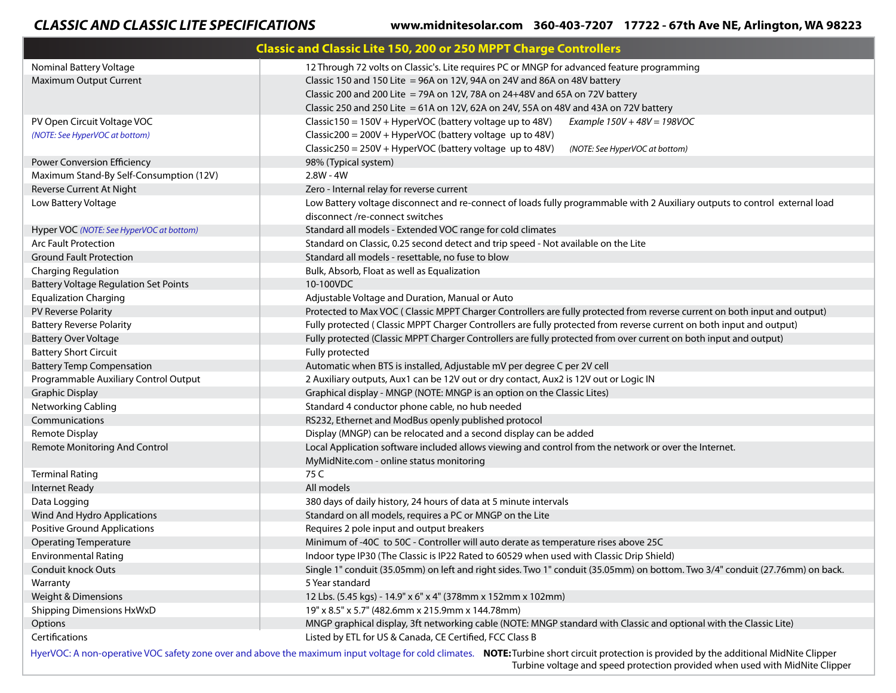## CLASSIC AND CLASSIC LITE SPECIFICATIONS

www.midnitesolar.com 360-403-7207 17722 - 67th Ave NE, Arlington, WA 98223

| Classic and Classic Lite 150, 200 or 250 MPPT Charge Controllers | |
|---|---|
| Nominal Battery Voltage | 12 Through 72 volts on Classic's. Lite requires PC or MNGP for advanced feature programming |
| Maximum Output Current | Classic 150 and 150 Lite = 96A on 12V, 94A on 24V and 86A on 48V battery<br>Classic 200 and 200 Lite = 79A on 12V, 78A on 24+48V and 65A on 72V battery<br>Classic 250 and 250 Lite = 61A on 12V, 62A on 24V, 55A on 48V and 43A on 72V battery |
| PV Open Circuit Voltage VOC<br>*(NOTE: See HyperVOC at bottom)* | Classic150 = 150V + HyperVOC (battery voltage up to 48V) *Example 150V + 48V = 198VOC*<br>Classic200 = 200V + HyperVOC (battery voltage up to 48V)<br>Classic250 = 250V + HyperVOC (battery voltage up to 48V) *(NOTE: See HyperVOC at bottom)* |
| Power Conversion Efficiency | 98% (Typical system) |
| Maximum Stand-By Self-Consumption (12V) | 2.8W - 4W |
| Reverse Current At Night | Zero - Internal relay for reverse current |
| Low Battery Voltage | Low Battery voltage disconnect and re-connect of loads fully programmable with 2 Auxiliary outputs to control external load disconnect /re-connect switches |
| Hyper VOC *(NOTE: See HyperVOC at bottom)* | Standard all models - Extended VOC range for cold climates |
| Arc Fault Protection | Standard on Classic, 0.25 second detect and trip speed - Not available on the Lite |
| Ground Fault Protection | Standard all models - resettable, no fuse to blow |
| Charging Regulation | Bulk, Absorb, Float as well as Equalization |
| Battery Voltage Regulation Set Points | 10-100VDC |
| Equalization Charging | Adjustable Voltage and Duration, Manual or Auto |
| PV Reverse Polarity | Protected to Max VOC ( Classic MPPT Charger Controllers are fully protected from reverse current on both input and output) |
| Battery Reverse Polarity | Fully protected ( Classic MPPT Charger Controllers are fully protected from reverse current on both input and output) |
| Battery Over Voltage | Fully protected (Classic MPPT Charger Controllers are fully protected from over current on both input and output) |
| Battery Short Circuit | Fully protected |
| Battery Temp Compensation | Automatic when BTS is installed, Adjustable mV per degree C per 2V cell |
| Programmable Auxiliary Control Output | 2 Auxiliary outputs, Aux1 can be 12V out or dry contact, Aux2 is 12V out or Logic IN |
| Graphic Display | Graphical display - MNGP (NOTE: MNGP is an option on the Classic Lites) |
| Networking Cabling | Standard 4 conductor phone cable, no hub needed |
| Communications | RS232, Ethernet and ModBus openly published protocol |
| Remote Display | Display (MNGP) can be relocated and a second display can be added |
| Remote Monitoring And Control | Local Application software included allows viewing and control from the network or over the Internet.<br>MyMidNite.com - online status monitoring |
| Terminal Rating | 75 C |
| Internet Ready | All models |
| Data Logging | 380 days of daily history, 24 hours of data at 5 minute intervals |
| Wind And Hydro Applications | Standard on all models, requires a PC or MNGP on the Lite |
| Positive Ground Applications | Requires 2 pole input and output breakers |
| Operating Temperature | Minimum of -40C to 50C - Controller will auto derate as temperature rises above 25C |
| Environmental Rating | Indoor type IP30 (The Classic is IP22 Rated to 60529 when used with Classic Drip Shield) |
| Conduit knock Outs | Single 1" conduit (35.05mm) on left and right sides. Two 1" conduit (35.05mm) on bottom. Two 3/4" conduit (27.76mm) on back. |
| Warranty | 5 Year standard |
| Weight & Dimensions | 12 Lbs. (5.45 kgs) - 14.9" x 6" x 4" (378mm x 152mm x 102mm) |
| Shipping Dimensions HxWxD | 19" x 8.5" x 5.7" (482.6mm x 215.9mm x 144.78mm) |
| Options | MNGP graphical display, 3ft networking cable (NOTE: MNGP standard with Classic and optional with the Classic Lite) |
| Certifications | Listed by ETL for US & Canada, CE Certified, FCC Class B |

HyerVOC: A non-operative VOC safety zone over and above the maximum input voltage for cold climates.

**NOTE:** Turbine short circuit protection is provided by the additional MidNite Clipper
Turbine voltage and speed protection provided when used with MidNite Clipper